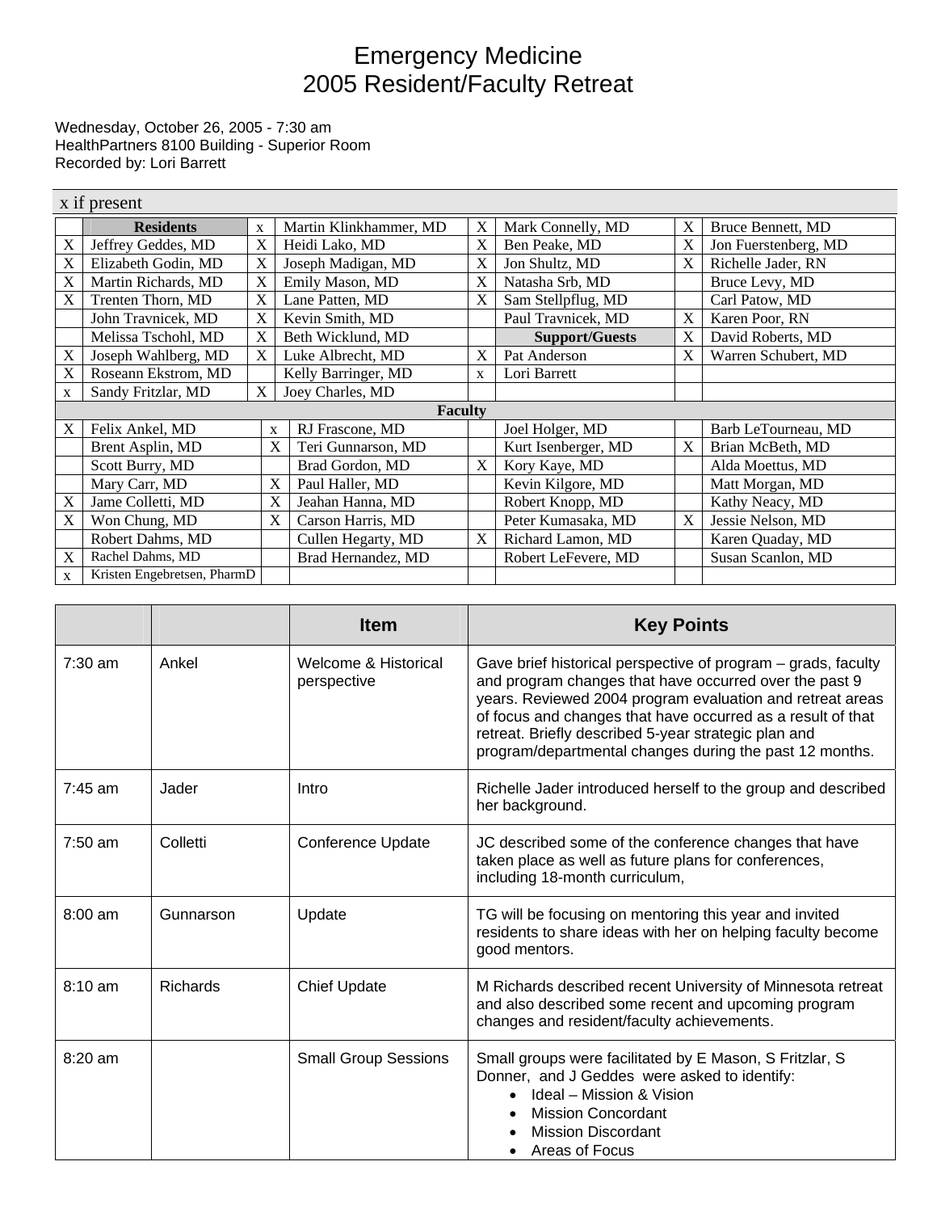# Emergency Medicine
# 2005 Resident/Faculty Retreat

Wednesday, October 26, 2005 - 7:30 am
HealthPartners 8100 Building - Superior Room
Recorded by: Lori Barrett

| x if present | | | | | | | |
|---|---|---|---|---|---|---|---|
| | **Residents** | x | Martin Klinkhammer, MD | X | Mark Connelly, MD | X | Bruce Bennett, MD |
| X | Jeffrey Geddes, MD | X | Heidi Lako, MD | X | Ben Peake, MD | X | Jon Fuerstenberg, MD |
| X | Elizabeth Godin, MD | X | Joseph Madigan, MD | X | Jon Shultz, MD | X | Richelle Jader, RN |
| X | Martin Richards, MD | X | Emily Mason, MD | X | Natasha Srb, MD | | Bruce Levy, MD |
| X | Trenten Thorn, MD | X | Lane Patten, MD | X | Sam Stellpflug, MD | | Carl Patow, MD |
| | John Travnicek, MD | X | Kevin Smith, MD | | Paul Travnicek, MD | X | Karen Poor, RN |
| | Melissa Tschohl, MD | X | Beth Wicklund, MD | | **Support/Guests** | X | David Roberts, MD |
| X | Joseph Wahlberg, MD | X | Luke Albrecht, MD | X | Pat Anderson | X | Warren Schubert, MD |
| X | Roseann Ekstrom, MD | | Kelly Barringer, MD | x | Lori Barrett | | |
| x | Sandy Fritzlar, MD | X | Joey Charles, MD | | | | |
| | | | **Faculty** | | | | |
| X | Felix Ankel, MD | x | RJ Frascone, MD | | Joel Holger, MD | | Barb LeTourneau, MD |
| | Brent Asplin, MD | X | Teri Gunnarson, MD | | Kurt Isenberger, MD | X | Brian McBeth, MD |
| | Scott Burry, MD | | Brad Gordon, MD | X | Kory Kaye, MD | | Alda Moettus, MD |
| | Mary Carr, MD | X | Paul Haller, MD | | Kevin Kilgore, MD | | Matt Morgan, MD |
| X | Jame Colletti, MD | X | Jeahan Hanna, MD | | Robert Knopp, MD | | Kathy Neacy, MD |
| X | Won Chung, MD | X | Carson Harris, MD | | Peter Kumasaka, MD | X | Jessie Nelson, MD |
| | Robert Dahms, MD | | Cullen Hegarty, MD | X | Richard Lamon, MD | | Karen Quaday, MD |
| X | Rachel Dahms, MD | | Brad Hernandez, MD | | Robert LeFevere, MD | | Susan Scanlon, MD |
| x | Kristen Engebretsen, PharmD | | | | | | |

| | | Item | Key Points |
|---|---|---|---|
| 7:30 am | Ankel | Welcome & Historical perspective | Gave brief historical perspective of program – grads, faculty and program changes that have occurred over the past 9 years. Reviewed 2004 program evaluation and retreat areas of focus and changes that have occurred as a result of that retreat. Briefly described 5-year strategic plan and program/departmental changes during the past 12 months. |
| 7:45 am | Jader | Intro | Richelle Jader introduced herself to the group and described her background. |
| 7:50 am | Colletti | Conference Update | JC described some of the conference changes that have taken place as well as future plans for conferences, including 18-month curriculum, |
| 8:00 am | Gunnarson | Update | TG will be focusing on mentoring this year and invited residents to share ideas with her on helping faculty become good mentors. |
| 8:10 am | Richards | Chief Update | M Richards described recent University of Minnesota retreat and also described some recent and upcoming program changes and resident/faculty achievements. |
| 8:20 am | | Small Group Sessions | Small groups were facilitated by E Mason, S Fritzlar, S Donner, and J Geddes were asked to identify: <br>• Ideal – Mission & Vision <br>• Mission Concordant <br>• Mission Discordant <br>• Areas of Focus |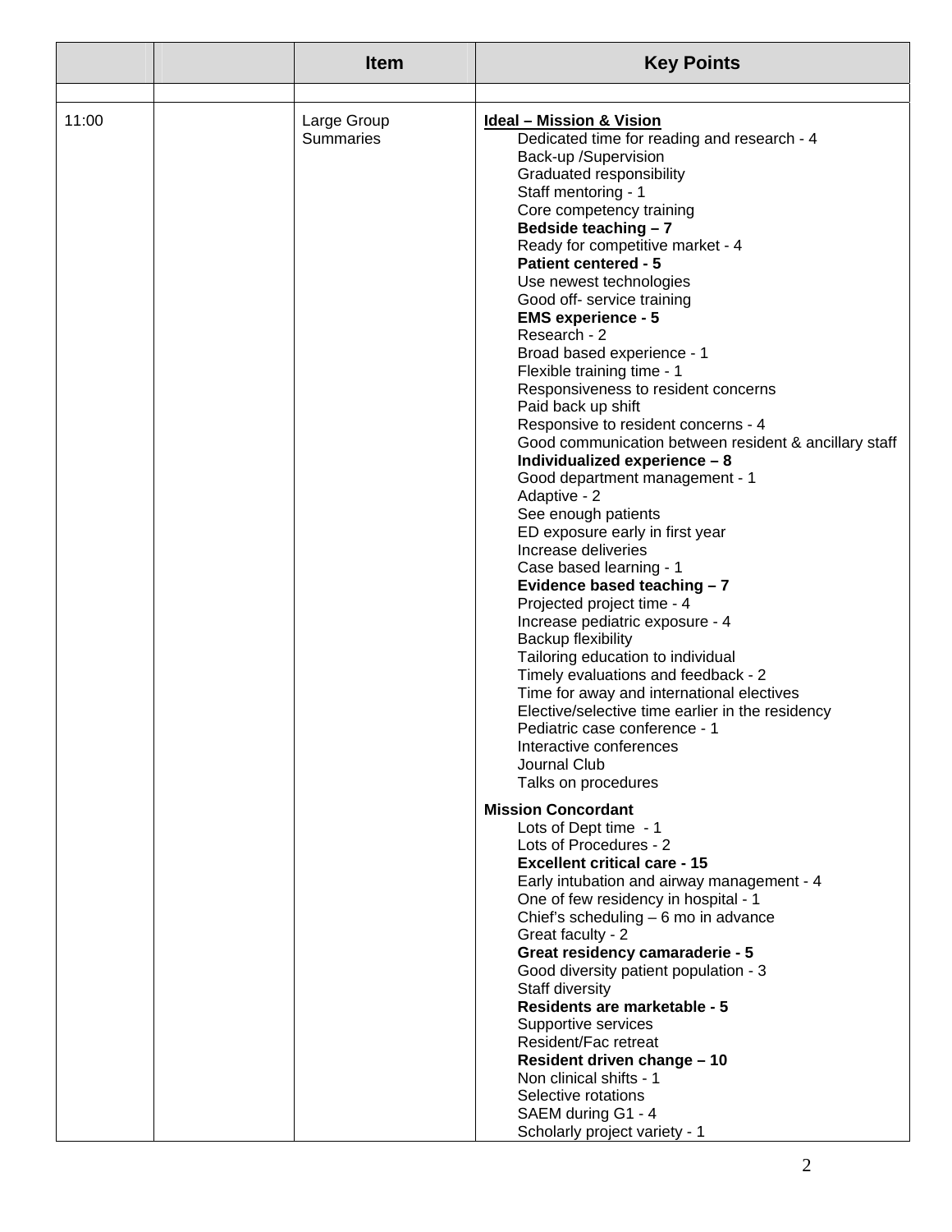| | | Item | Key Points |
|---|---|---|---|
| | | | |
| 11:00 | | Large Group Summaries | **Ideal – Mission & Vision**<br>Dedicated time for reading and research - 4<br>Back-up /Supervision<br>Graduated responsibility<br>Staff mentoring - 1<br>Core competency training<br>**Bedside teaching – 7**<br>Ready for competitive market - 4<br>**Patient centered - 5**<br>Use newest technologies<br>Good off- service training<br>**EMS experience - 5**<br>Research - 2<br>Broad based experience - 1<br>Flexible training time - 1<br>Responsiveness to resident concerns<br>Paid back up shift<br>Responsive to resident concerns - 4<br>Good communication between resident & ancillary staff<br>**Individualized experience – 8**<br>Good department management - 1<br>Adaptive - 2<br>See enough patients<br>ED exposure early in first year<br>Increase deliveries<br>Case based learning - 1<br>**Evidence based teaching – 7**<br>Projected project time - 4<br>Increase pediatric exposure - 4<br>Backup flexibility<br>Tailoring education to individual<br>Timely evaluations and feedback - 2<br>Time for away and international electives<br>Elective/selective time earlier in the residency<br>Pediatric case conference - 1<br>Interactive conferences<br>Journal Club<br>Talks on procedures<br><br>**Mission Concordant**<br>Lots of Dept time - 1<br>Lots of Procedures - 2<br>**Excellent critical care - 15**<br>Early intubation and airway management - 4<br>One of few residency in hospital - 1<br>Chief's scheduling – 6 mo in advance<br>Great faculty - 2<br>**Great residency camaraderie - 5**<br>Good diversity patient population - 3<br>Staff diversity<br>**Residents are marketable - 5**<br>Supportive services<br>Resident/Fac retreat<br>**Resident driven change – 10**<br>Non clinical shifts - 1<br>Selective rotations<br>SAEM during G1 - 4<br>Scholarly project variety - 1 |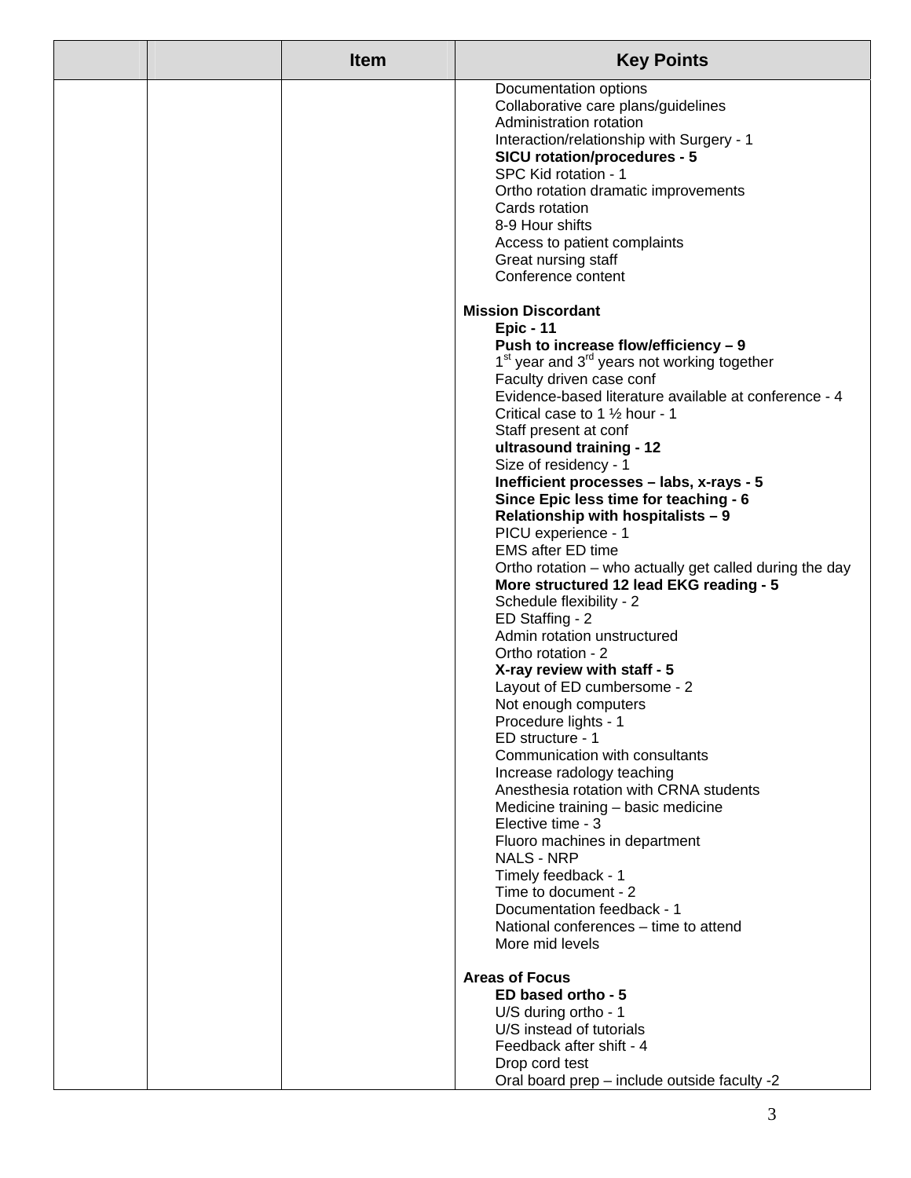|  |  | Item | Key Points |
|---|---|---|---|
|  |  |  | Documentation options<br>Collaborative care plans/guidelines<br>Administration rotation<br>Interaction/relationship with Surgery - 1<br>**SICU rotation/procedures - 5**<br>SPC Kid rotation - 1<br>Ortho rotation dramatic improvements<br>Cards rotation<br>8-9 Hour shifts<br>Access to patient complaints<br>Great nursing staff<br>Conference content<br><br>**Mission Discordant**<br>**Epic - 11**<br>**Push to increase flow/efficiency – 9**<br>1st year and 3rd years not working together<br>Faculty driven case conf<br>Evidence-based literature available at conference - 4<br>Critical case to 1 ½ hour - 1<br>Staff present at conf<br>**ultrasound training - 12**<br>Size of residency - 1<br>**Inefficient processes – labs, x-rays - 5**<br>**Since Epic less time for teaching - 6**<br>**Relationship with hospitalists – 9**<br>PICU experience - 1<br>EMS after ED time<br>Ortho rotation – who actually get called during the day<br>**More structured 12 lead EKG reading - 5**<br>Schedule flexibility - 2<br>ED Staffing - 2<br>Admin rotation unstructured<br>Ortho rotation - 2<br>**X-ray review with staff - 5**<br>Layout of ED cumbersome - 2<br>Not enough computers<br>Procedure lights - 1<br>ED structure - 1<br>Communication with consultants<br>Increase radology teaching<br>Anesthesia rotation with CRNA students<br>Medicine training – basic medicine<br>Elective time - 3<br>Fluoro machines in department<br>NALS - NRP<br>Timely feedback - 1<br>Time to document - 2<br>Documentation feedback - 1<br>National conferences – time to attend<br>More mid levels<br><br>**Areas of Focus**<br>**ED based ortho - 5**<br>U/S during ortho - 1<br>U/S instead of tutorials<br>Feedback after shift - 4<br>Drop cord test<br>Oral board prep – include outside faculty -2 |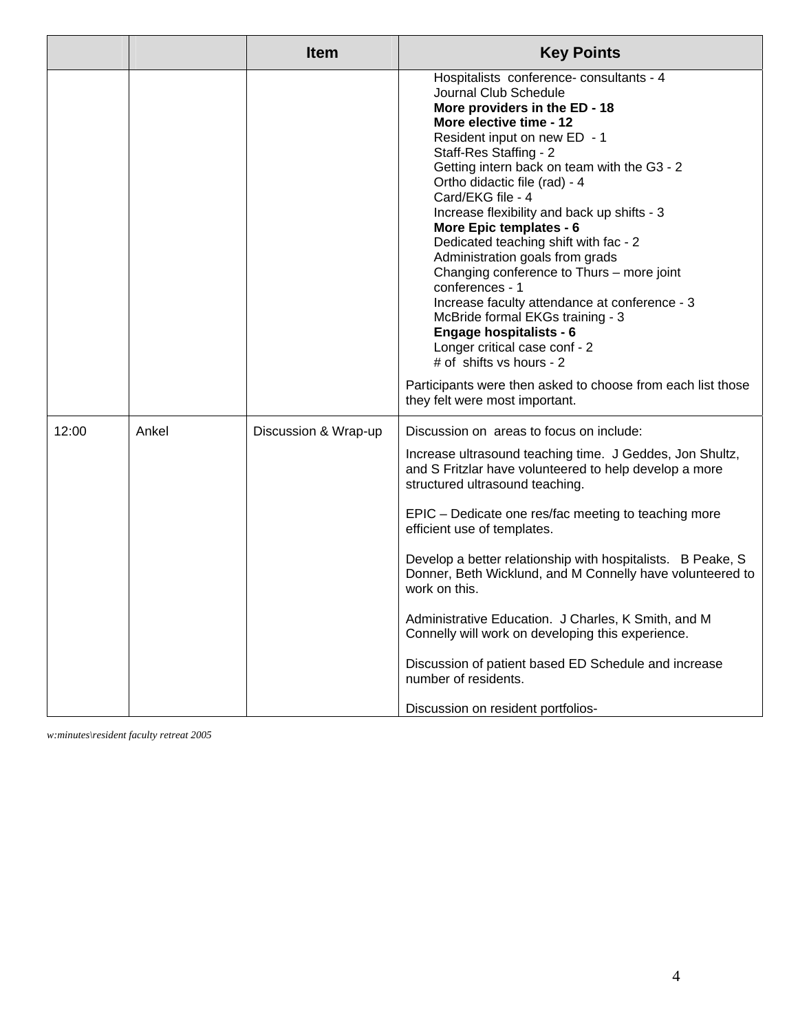| | | Item | Key Points |
|---|---|---|---|
| | | | Hospitalists conference- consultants - 4<br>Journal Club Schedule<br>**More providers in the ED - 18**<br>**More elective time - 12**<br>Resident input on new ED - 1<br>Staff-Res Staffing - 2<br>Getting intern back on team with the G3 - 2<br>Ortho didactic file (rad) - 4<br>Card/EKG file - 4<br>Increase flexibility and back up shifts - 3<br>**More Epic templates - 6**<br>Dedicated teaching shift with fac - 2<br>Administration goals from grads<br>Changing conference to Thurs – more joint conferences - 1<br>Increase faculty attendance at conference - 3<br>McBride formal EKGs training - 3<br>**Engage hospitalists - 6**<br>Longer critical case conf - 2<br># of shifts vs hours - 2<br><br>Participants were then asked to choose from each list those they felt were most important. |
| 12:00 | Ankel | Discussion & Wrap-up | Discussion on areas to focus on include:<br><br>Increase ultrasound teaching time. J Geddes, Jon Shultz, and S Fritzlar have volunteered to help develop a more structured ultrasound teaching.<br><br>EPIC – Dedicate one res/fac meeting to teaching more efficient use of templates.<br><br>Develop a better relationship with hospitalists. B Peake, S Donner, Beth Wicklund, and M Connelly have volunteered to work on this.<br><br>Administrative Education. J Charles, K Smith, and M Connelly will work on developing this experience.<br><br>Discussion of patient based ED Schedule and increase number of residents.<br><br>Discussion on resident portfolios- |

*w:minutes\resident faculty retreat 2005*